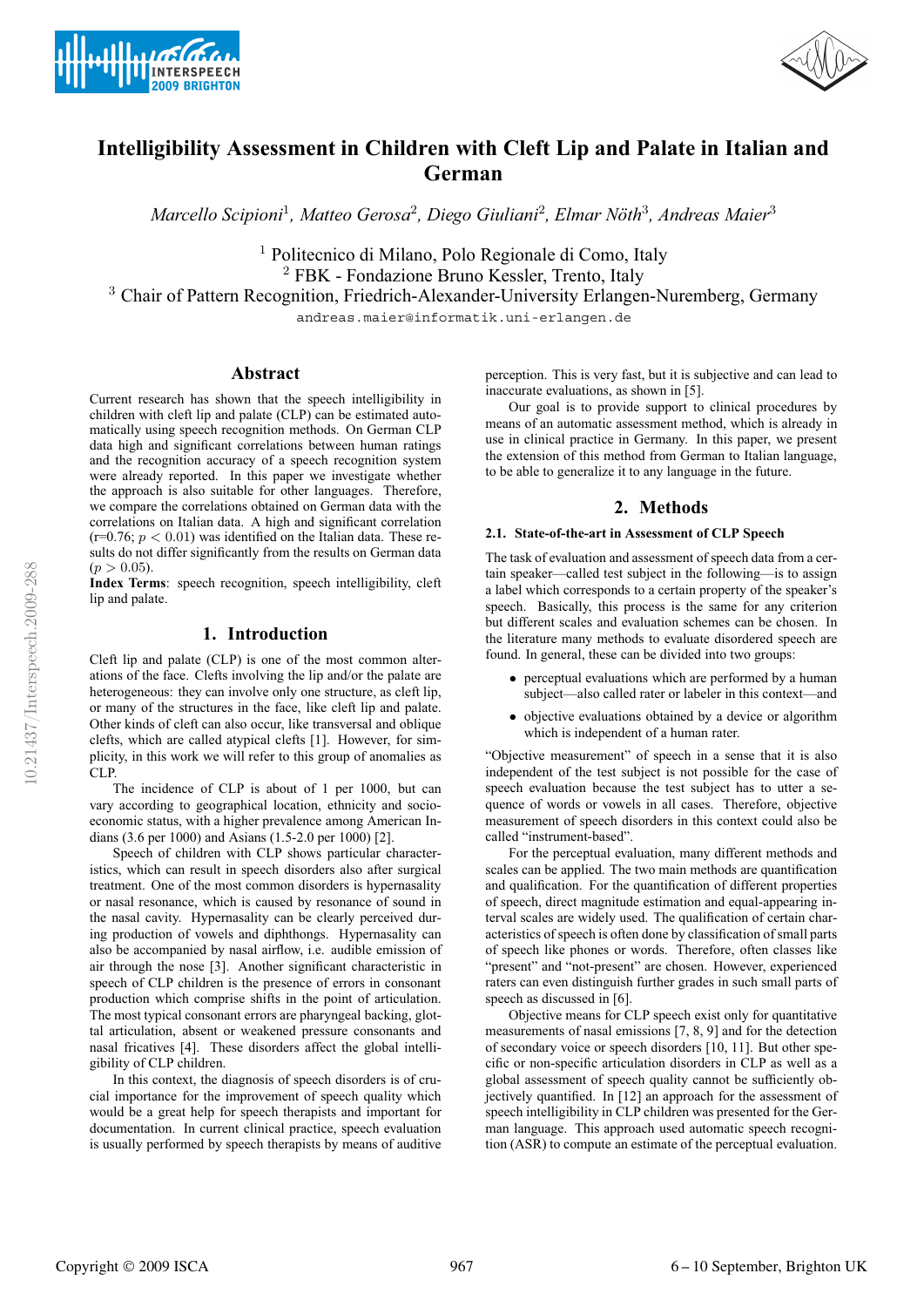# Intelligibility Assessment in Children with Cleft Lip and Palate in Italian and German

*Marcello Scipioni*[1], *Matteo Gerosa*[2], *Diego Giuliani*[2], *Elmar Nöth*[3], *Andreas Maier*[3]

[1] Politecnico di Milano, Polo Regionale di Como, Italy
[2] FBK - Fondazione Bruno Kessler, Trento, Italy
[3] Chair of Pattern Recognition, Friedrich-Alexander-University Erlangen-Nuremberg, Germany

andreas.maier@informatik.uni-erlangen.de

## Abstract

Current research has shown that the speech intelligibility in children with cleft lip and palate (CLP) can be estimated automatically using speech recognition methods. On German CLP data high and significant correlations between human ratings and the recognition accuracy of a speech recognition system were already reported. In this paper we investigate whether the approach is also suitable for other languages. Therefore, we compare the correlations obtained on German data with the correlations on Italian data. A high and significant correlation (r=0.76; $p < 0.01$) was identified on the Italian data. These results do not differ significantly from the results on German data ($p > 0.05$).

**Index Terms**: speech recognition, speech intelligibility, cleft lip and palate.

## 1. Introduction

Cleft lip and palate (CLP) is one of the most common alterations of the face. Clefts involving the lip and/or the palate are heterogeneous: they can involve only one structure, as cleft lip, or many of the structures in the face, like cleft lip and palate. Other kinds of cleft can also occur, like transversal and oblique clefts, which are called atypical clefts [1]. However, for simplicity, in this work we will refer to this group of anomalies as CLP.

The incidence of CLP is about of 1 per 1000, but can vary according to geographical location, ethnicity and socio-economic status, with a higher prevalence among American Indians (3.6 per 1000) and Asians (1.5-2.0 per 1000) [2].

Speech of children with CLP shows particular characteristics, which can result in speech disorders also after surgical treatment. One of the most common disorders is hypernasality or nasal resonance, which is caused by resonance of sound in the nasal cavity. Hypernasality can be clearly perceived during production of vowels and diphthongs. Hypernasality can also be accompanied by nasal airflow, i.e. audible emission of air through the nose [3]. Another significant characteristic in speech of CLP children is the presence of errors in consonant production which comprise shifts in the point of articulation. The most typical consonant errors are pharyngeal backing, glottal articulation, absent or weakened pressure consonants and nasal fricatives [4]. These disorders affect the global intelligibility of CLP children.

In this context, the diagnosis of speech disorders is of crucial importance for the improvement of speech quality which would be a great help for speech therapists and important for documentation. In current clinical practice, speech evaluation is usually performed by speech therapists by means of auditive perception. This is very fast, but it is subjective and can lead to inaccurate evaluations, as shown in [5].

Our goal is to provide support to clinical procedures by means of an automatic assessment method, which is already in use in clinical practice in Germany. In this paper, we present the extension of this method from German to Italian language, to be able to generalize it to any language in the future.

## 2. Methods

### 2.1. State-of-the-art in Assessment of CLP Speech

The task of evaluation and assessment of speech data from a certain speaker—called test subject in the following—is to assign a label which corresponds to a certain property of the speaker's speech. Basically, this process is the same for any criterion but different scales and evaluation schemes can be chosen. In the literature many methods to evaluate disordered speech are found. In general, these can be divided into two groups:

- perceptual evaluations which are performed by a human subject—also called rater or labeler in this context—and
- objective evaluations obtained by a device or algorithm which is independent of a human rater.

"Objective measurement" of speech in a sense that it is also independent of the test subject is not possible for the case of speech evaluation because the test subject has to utter a sequence of words or vowels in all cases. Therefore, objective measurement of speech disorders in this context could also be called "instrument-based".

For the perceptual evaluation, many different methods and scales can be applied. The two main methods are quantification and qualification. For the quantification of different properties of speech, direct magnitude estimation and equal-appearing interval scales are widely used. The qualification of certain characteristics of speech is often done by classification of small parts of speech like phones or words. Therefore, often classes like "present" and "not-present" are chosen. However, experienced raters can even distinguish further grades in such small parts of speech as discussed in [6].

Objective means for CLP speech exist only for quantitative measurements of nasal emissions [7, 8, 9] and for the detection of secondary voice or speech disorders [10, 11]. But other specific or non-specific articulation disorders in CLP as well as a global assessment of speech quality cannot be sufficiently objectively quantified. In [12] an approach for the assessment of speech intelligibility in CLP children was presented for the German language. This approach used automatic speech recognition (ASR) to compute an estimate of the perceptual evaluation.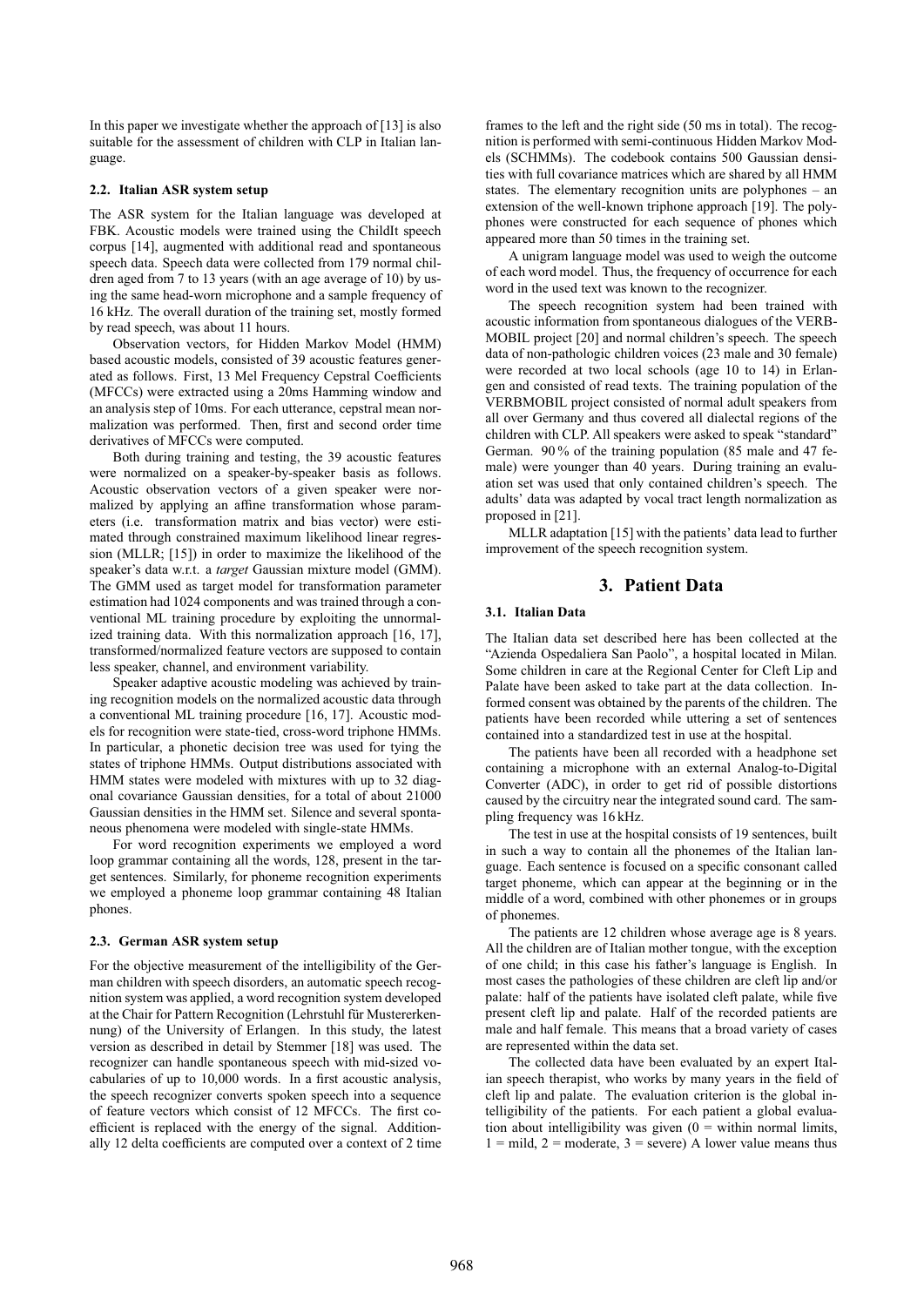In this paper we investigate whether the approach of [13] is also suitable for the assessment of children with CLP in Italian language.

### 2.2. Italian ASR system setup

The ASR system for the Italian language was developed at FBK. Acoustic models were trained using the ChildIt speech corpus [14], augmented with additional read and spontaneous speech data. Speech data were collected from 179 normal children aged from 7 to 13 years (with an age average of 10) by using the same head-worn microphone and a sample frequency of 16 kHz. The overall duration of the training set, mostly formed by read speech, was about 11 hours.

Observation vectors, for Hidden Markov Model (HMM) based acoustic models, consisted of 39 acoustic features generated as follows. First, 13 Mel Frequency Cepstral Coefficients (MFCCs) were extracted using a 20ms Hamming window and an analysis step of 10ms. For each utterance, cepstral mean normalization was performed. Then, first and second order time derivatives of MFCCs were computed.

Both during training and testing, the 39 acoustic features were normalized on a speaker-by-speaker basis as follows. Acoustic observation vectors of a given speaker were normalized by applying an affine transformation whose parameters (i.e. transformation matrix and bias vector) were estimated through constrained maximum likelihood linear regression (MLLR; [15]) in order to maximize the likelihood of the speaker's data w.r.t. a *target* Gaussian mixture model (GMM). The GMM used as target model for transformation parameter estimation had 1024 components and was trained through a conventional ML training procedure by exploiting the unnormalized training data. With this normalization approach [16, 17], transformed/normalized feature vectors are supposed to contain less speaker, channel, and environment variability.

Speaker adaptive acoustic modeling was achieved by training recognition models on the normalized acoustic data through a conventional ML training procedure [16, 17]. Acoustic models for recognition were state-tied, cross-word triphone HMMs. In particular, a phonetic decision tree was used for tying the states of triphone HMMs. Output distributions associated with HMM states were modeled with mixtures with up to 32 diagonal covariance Gaussian densities, for a total of about 21000 Gaussian densities in the HMM set. Silence and several spontaneous phenomena were modeled with single-state HMMs.

For word recognition experiments we employed a word loop grammar containing all the words, 128, present in the target sentences. Similarly, for phoneme recognition experiments we employed a phoneme loop grammar containing 48 Italian phones.

### 2.3. German ASR system setup

For the objective measurement of the intelligibility of the German children with speech disorders, an automatic speech recognition system was applied, a word recognition system developed at the Chair for Pattern Recognition (Lehrstuhl für Mustererkennung) of the University of Erlangen. In this study, the latest version as described in detail by Stemmer [18] was used. The recognizer can handle spontaneous speech with mid-sized vocabularies of up to 10,000 words. In a first acoustic analysis, the speech recognizer converts spoken speech into a sequence of feature vectors which consist of 12 MFCCs. The first coefficient is replaced with the energy of the signal. Additionally 12 delta coefficients are computed over a context of 2 time frames to the left and the right side (50 ms in total). The recognition is performed with semi-continuous Hidden Markov Models (SCHMMs). The codebook contains 500 Gaussian densities with full covariance matrices which are shared by all HMM states. The elementary recognition units are polyphones – an extension of the well-known triphone approach [19]. The polyphones were constructed for each sequence of phones which appeared more than 50 times in the training set.

A unigram language model was used to weigh the outcome of each word model. Thus, the frequency of occurrence for each word in the used text was known to the recognizer.

The speech recognition system had been trained with acoustic information from spontaneous dialogues of the VERBMOBIL project [20] and normal children's speech. The speech data of non-pathologic children voices (23 male and 30 female) were recorded at two local schools (age 10 to 14) in Erlangen and consisted of read texts. The training population of the VERBMOBIL project consisted of normal adult speakers from all over Germany and thus covered all dialectal regions of the children with CLP. All speakers were asked to speak "standard" German. 90 % of the training population (85 male and 47 female) were younger than 40 years. During training an evaluation set was used that only contained children's speech. The adults' data was adapted by vocal tract length normalization as proposed in [21].

MLLR adaptation [15] with the patients' data lead to further improvement of the speech recognition system.

## 3. Patient Data

### 3.1. Italian Data

The Italian data set described here has been collected at the "Azienda Ospedaliera San Paolo", a hospital located in Milan. Some children in care at the Regional Center for Cleft Lip and Palate have been asked to take part at the data collection. Informed consent was obtained by the parents of the children. The patients have been recorded while uttering a set of sentences contained into a standardized test in use at the hospital.

The patients have been all recorded with a headphone set containing a microphone with an external Analog-to-Digital Converter (ADC), in order to get rid of possible distortions caused by the circuitry near the integrated sound card. The sampling frequency was 16 kHz.

The test in use at the hospital consists of 19 sentences, built in such a way to contain all the phonemes of the Italian language. Each sentence is focused on a specific consonant called target phoneme, which can appear at the beginning or in the middle of a word, combined with other phonemes or in groups of phonemes.

The patients are 12 children whose average age is 8 years. All the children are of Italian mother tongue, with the exception of one child; in this case his father's language is English. In most cases the pathologies of these children are cleft lip and/or palate: half of the patients have isolated cleft palate, while five present cleft lip and palate. Half of the recorded patients are male and half female. This means that a broad variety of cases are represented within the data set.

The collected data have been evaluated by an expert Italian speech therapist, who works by many years in the field of cleft lip and palate. The evaluation criterion is the global intelligibility of the patients. For each patient a global evaluation about intelligibility was given (0 = within normal limits, 1 = mild, 2 = moderate, 3 = severe) A lower value means thus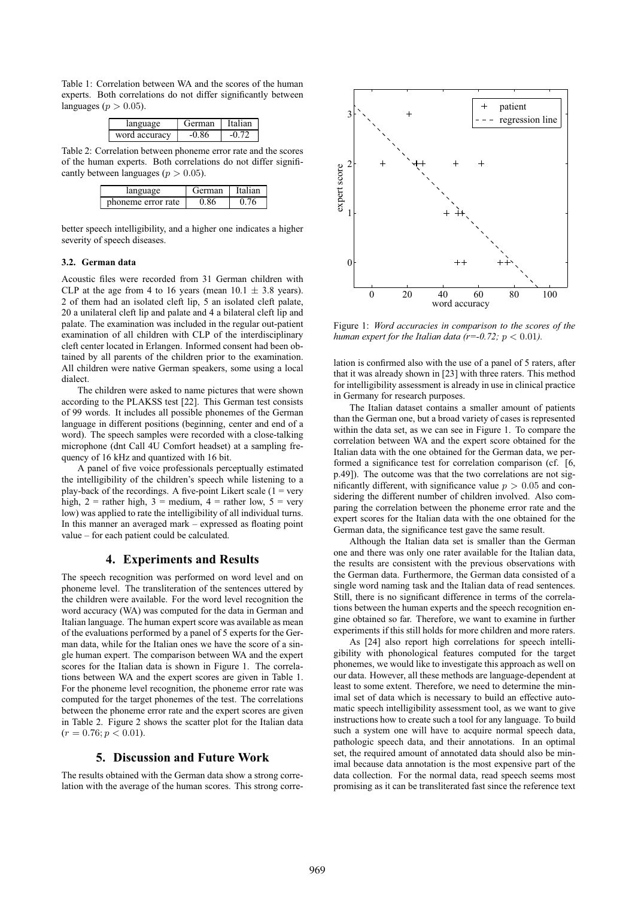Table 1: Correlation between WA and the scores of the human experts. Both correlations do not differ significantly between languages ($p > 0.05$).

| language | German | Italian |
|---|---|---|
| word accuracy | -0.86 | -0.72 |

Table 2: Correlation between phoneme error rate and the scores of the human experts. Both correlations do not differ significantly between languages ($p > 0.05$).

| language | German | Italian |
|---|---|---|
| phoneme error rate | 0.86 | 0.76 |

better speech intelligibility, and a higher one indicates a higher severity of speech diseases.

### 3.2. German data

Acoustic files were recorded from 31 German children with CLP at the age from 4 to 16 years (mean $10.1 \pm 3.8$ years). 2 of them had an isolated cleft lip, 5 an isolated cleft palate, 20 a unilateral cleft lip and palate and 4 a bilateral cleft lip and palate. The examination was included in the regular out-patient examination of all children with CLP of the interdisciplinary cleft center located in Erlangen. Informed consent had been obtained by all parents of the children prior to the examination. All children were native German speakers, some using a local dialect.

The children were asked to name pictures that were shown according to the PLAKSS test [22]. This German test consists of 99 words. It includes all possible phonemes of the German language in different positions (beginning, center and end of a word). The speech samples were recorded with a close-talking microphone (dnt Call 4U Comfort headset) at a sampling frequency of 16 kHz and quantized with 16 bit.

A panel of five voice professionals perceptually estimated the intelligibility of the children's speech while listening to a play-back of the recordings. A five-point Likert scale (1 = very high, 2 = rather high, 3 = medium, 4 = rather low, 5 = very low) was applied to rate the intelligibility of all individual turns. In this manner an averaged mark – expressed as floating point value – for each patient could be calculated.

## 4. Experiments and Results

The speech recognition was performed on word level and on phoneme level. The transliteration of the sentences uttered by the children were available. For the word level recognition the word accuracy (WA) was computed for the data in German and Italian language. The human expert score was available as mean of the evaluations performed by a panel of 5 experts for the German data, while for the Italian ones we have the score of a single human expert. The comparison between WA and the expert scores for the Italian data is shown in Figure 1. The correlations between WA and the expert scores are given in Table 1. For the phoneme level recognition, the phoneme error rate was computed for the target phonemes of the test. The correlations between the phoneme error rate and the expert scores are given in Table 2. Figure 2 shows the scatter plot for the Italian data ($r = 0.76; p < 0.01$).

## 5. Discussion and Future Work

The results obtained with the German data show a strong correlation with the average of the human scores. This strong correlation is confirmed also with the use of a panel of 5 raters, after that it was already shown in [23] with three raters. This method for intelligibility assessment is already in use in clinical practice in Germany for research purposes.

Figure 1: *Word accuracies in comparison to the scores of the human expert for the Italian data (r=-0.72; $p < 0.01$).*

The Italian dataset contains a smaller amount of patients than the German one, but a broad variety of cases is represented within the data set, as we can see in Figure 1. To compare the correlation between WA and the expert score obtained for the Italian data with the one obtained for the German data, we performed a significance test for correlation comparison (cf. [6, p.49]). The outcome was that the two correlations are not significantly different, with significance value $p > 0.05$ and considering the different number of children involved. Also comparing the correlation between the phoneme error rate and the expert scores for the Italian data with the one obtained for the German data, the significance test gave the same result.

Although the Italian data set is smaller than the German one and there was only one rater available for the Italian data, the results are consistent with the previous observations with the German data. Furthermore, the German data consisted of a single word naming task and the Italian data of read sentences. Still, there is no significant difference in terms of the correlations between the human experts and the speech recognition engine obtained so far. Therefore, we want to examine in further experiments if this still holds for more children and more raters.

As [24] also report high correlations for speech intelligibility with phonological features computed for the target phonemes, we would like to investigate this approach as well on our data. However, all these methods are language-dependent at least to some extent. Therefore, we need to determine the minimal set of data which is necessary to build an effective automatic speech intelligibility assessment tool, as we want to give instructions how to create such a tool for any language. To build such a system one will have to acquire normal speech data, pathologic speech data, and their annotations. In an optimal set, the required amount of annotated data should also be minimal because data annotation is the most expensive part of the data collection. For the normal data, read speech seems most promising as it can be transliterated fast since the reference text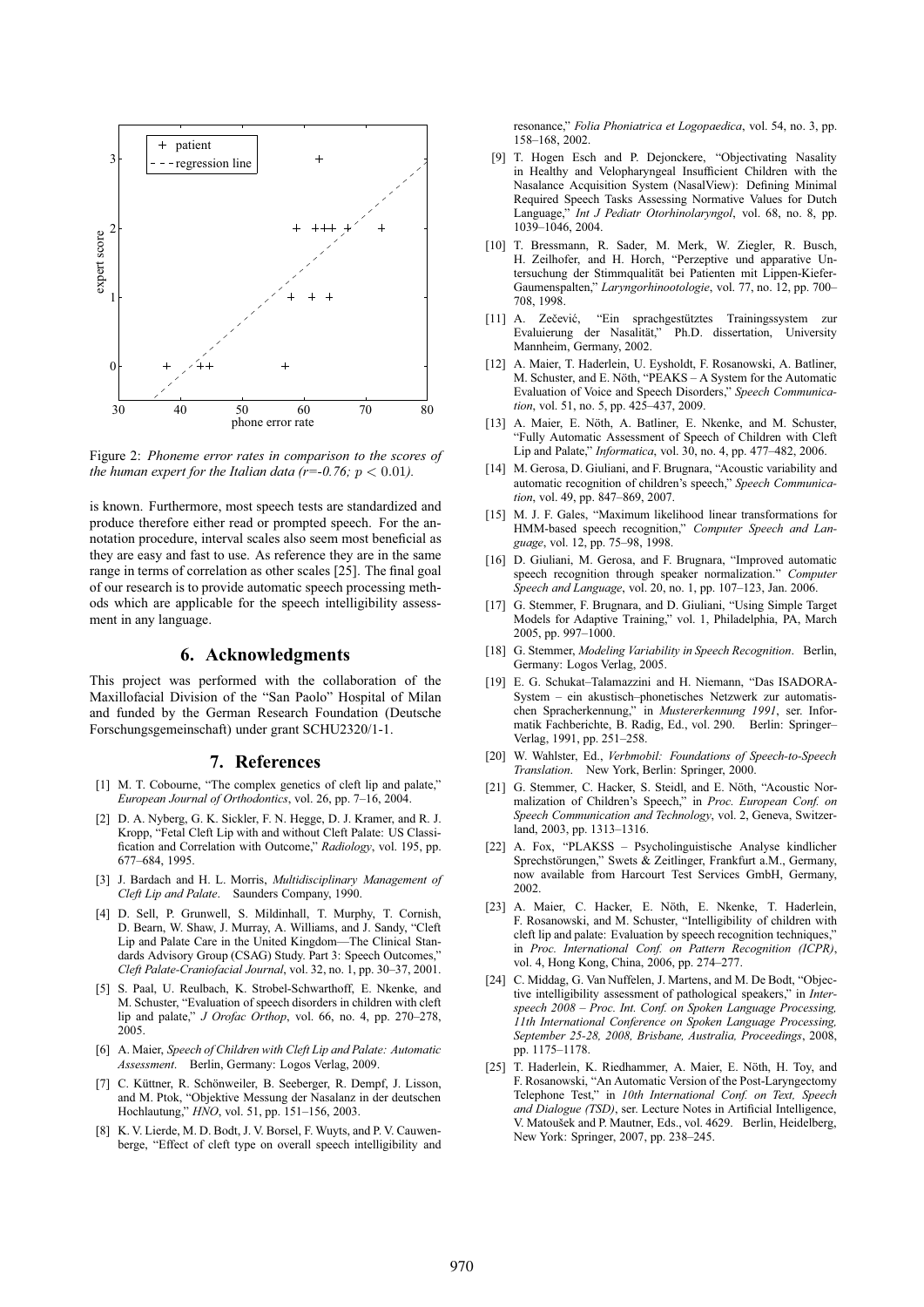+ patient
- - - regression line

3
2
1
0

expert score

30 40 50 60 70 80

phone error rate

Figure 2: *Phoneme error rates in comparison to the scores of the human expert for the Italian data ($r$=-0.76; $p < 0.01$).*

is known. Furthermore, most speech tests are standardized and produce therefore either read or prompted speech. For the annotation procedure, interval scales also seem most beneficial as they are easy and fast to use. As reference they are in the same range in terms of correlation as other scales [25]. The final goal of our research is to provide automatic speech processing methods which are applicable for the speech intelligibility assessment in any language.

## 6. Acknowledgments

This project was performed with the collaboration of the Maxillofacial Division of the "San Paolo" Hospital of Milan and funded by the German Research Foundation (Deutsche Forschungsgemeinschaft) under grant SCHU2320/1-1.

## 7. References

[1] M. T. Cobourne, "The complex genetics of cleft lip and palate," *European Journal of Orthodontics*, vol. 26, pp. 7–16, 2004.

[2] D. A. Nyberg, G. K. Sickler, F. N. Hegge, D. J. Kramer, and R. J. Kropp, "Fetal Cleft Lip with and without Cleft Palate: US Classification and Correlation with Outcome," *Radiology*, vol. 195, pp. 677–684, 1995.

[3] J. Bardach and H. L. Morris, *Multidisciplinary Management of Cleft Lip and Palate*. Saunders Company, 1990.

[4] D. Sell, P. Grunwell, S. Mildinhall, T. Murphy, T. Cornish, D. Bearn, W. Shaw, J. Murray, A. Williams, and J. Sandy, "Cleft Lip and Palate Care in the United Kingdom—The Clinical Standards Advisory Group (CSAG) Study. Part 3: Speech Outcomes," *Cleft Palate-Craniofacial Journal*, vol. 32, no. 1, pp. 30–37, 2001.

[5] S. Paal, U. Reulbach, K. Strobel-Schwarthoff, E. Nkenke, and M. Schuster, "Evaluation of speech disorders in children with cleft lip and palate," *J Orofac Orthop*, vol. 66, no. 4, pp. 270–278, 2005.

[6] A. Maier, *Speech of Children with Cleft Lip and Palate: Automatic Assessment*. Berlin, Germany: Logos Verlag, 2009.

[7] C. Küttner, R. Schönweiler, B. Seeberger, R. Dempf, J. Lisson, and M. Ptok, "Objektive Messung der Nasalanz in der deutschen Hochlautung," *HNO*, vol. 51, pp. 151–156, 2003.

[8] K. V. Lierde, M. D. Bodt, J. V. Borsel, F. Wuyts, and P. V. Cauwenberge, "Effect of cleft type on overall speech intelligibility and resonance," *Folia Phoniatrica et Logopaedica*, vol. 54, no. 3, pp. 158–168, 2002.

[9] T. Hogen Esch and P. Dejonckere, "Objectivating Nasality in Healthy and Velopharyngeal Insufficient Children with the Nasalance Acquisition System (NasalView): Defining Minimal Required Speech Tasks Assessing Normative Values for Dutch Language," *Int J Pediatr Otorhinolaryngol*, vol. 68, no. 8, pp. 1039–1046, 2004.

[10] T. Bressmann, R. Sader, M. Merk, W. Ziegler, R. Busch, H. Zeilhofer, and H. Horch, "Perzeptive und apparative Untersuchung der Stimmqualität bei Patienten mit Lippen-Kiefer-Gaumenspalten," *Laryngorhinootologie*, vol. 77, no. 12, pp. 700–708, 1998.

[11] A. Zečević, "Ein sprachgestütztes Trainingssystem zur Evaluierung der Nasalität," Ph.D. dissertation, University Mannheim, Germany, 2002.

[12] A. Maier, T. Haderlein, U. Eysholdt, F. Rosanowski, A. Batliner, M. Schuster, and E. Nöth, "PEAKS – A System for the Automatic Evaluation of Voice and Speech Disorders," *Speech Communication*, vol. 51, no. 5, pp. 425–437, 2009.

[13] A. Maier, E. Nöth, A. Batliner, E. Nkenke, and M. Schuster, "Fully Automatic Assessment of Speech of Children with Cleft Lip and Palate," *Informatica*, vol. 30, no. 4, pp. 477–482, 2006.

[14] M. Gerosa, D. Giuliani, and F. Brugnara, "Acoustic variability and automatic recognition of children's speech," *Speech Communication*, vol. 49, pp. 847–869, 2007.

[15] M. J. F. Gales, "Maximum likelihood linear transformations for HMM-based speech recognition," *Computer Speech and Language*, vol. 12, pp. 75–98, 1998.

[16] D. Giuliani, M. Gerosa, and F. Brugnara, "Improved automatic speech recognition through speaker normalization." *Computer Speech and Language*, vol. 20, no. 1, pp. 107–123, Jan. 2006.

[17] G. Stemmer, F. Brugnara, and D. Giuliani, "Using Simple Target Models for Adaptive Training," vol. 1, Philadelphia, PA, March 2005, pp. 997–1000.

[18] G. Stemmer, *Modeling Variability in Speech Recognition*. Berlin, Germany: Logos Verlag, 2005.

[19] E. G. Schukat–Talamazzini and H. Niemann, "Das ISADORA-System – ein akustisch–phonetisches Netzwerk zur automatischen Spracherkennung," in *Mustererkennung 1991*, ser. Informatik Fachberichte, B. Radig, Ed., vol. 290. Berlin: Springer–Verlag, 1991, pp. 251–258.

[20] W. Wahlster, Ed., *Verbmobil: Foundations of Speech-to-Speech Translation*. New York, Berlin: Springer, 2000.

[21] G. Stemmer, C. Hacker, S. Steidl, and E. Nöth, "Acoustic Normalization of Children's Speech," in *Proc. European Conf. on Speech Communication and Technology*, vol. 2, Geneva, Switzerland, 2003, pp. 1313–1316.

[22] A. Fox, "PLAKSS – Psycholinguistische Analyse kindlicher Sprechstörungen," Swets & Zeitlinger, Frankfurt a.M., Germany, now available from Harcourt Test Services GmbH, Germany, 2002.

[23] A. Maier, C. Hacker, E. Nöth, E. Nkenke, T. Haderlein, F. Rosanowski, and M. Schuster, "Intelligibility of children with cleft lip and palate: Evaluation by speech recognition techniques," in *Proc. International Conf. on Pattern Recognition (ICPR)*, vol. 4, Hong Kong, China, 2006, pp. 274–277.

[24] C. Middag, G. Van Nuffelen, J. Martens, and M. De Bodt, "Objective intelligibility assessment of pathological speakers," in *Interspeech 2008 – Proc. Int. Conf. on Spoken Language Processing, 11th International Conference on Spoken Language Processing, September 25-28, 2008, Brisbane, Australia, Proceedings*, 2008, pp. 1175–1178.

[25] T. Haderlein, K. Riedhammer, A. Maier, E. Nöth, H. Toy, and F. Rosanowski, "An Automatic Version of the Post-Laryngectomy Telephone Test," in *10th International Conf. on Text, Speech and Dialogue (TSD)*, ser. Lecture Notes in Artificial Intelligence, V. Matoušek and P. Mautner, Eds., vol. 4629. Berlin, Heidelberg, New York: Springer, 2007, pp. 238–245.